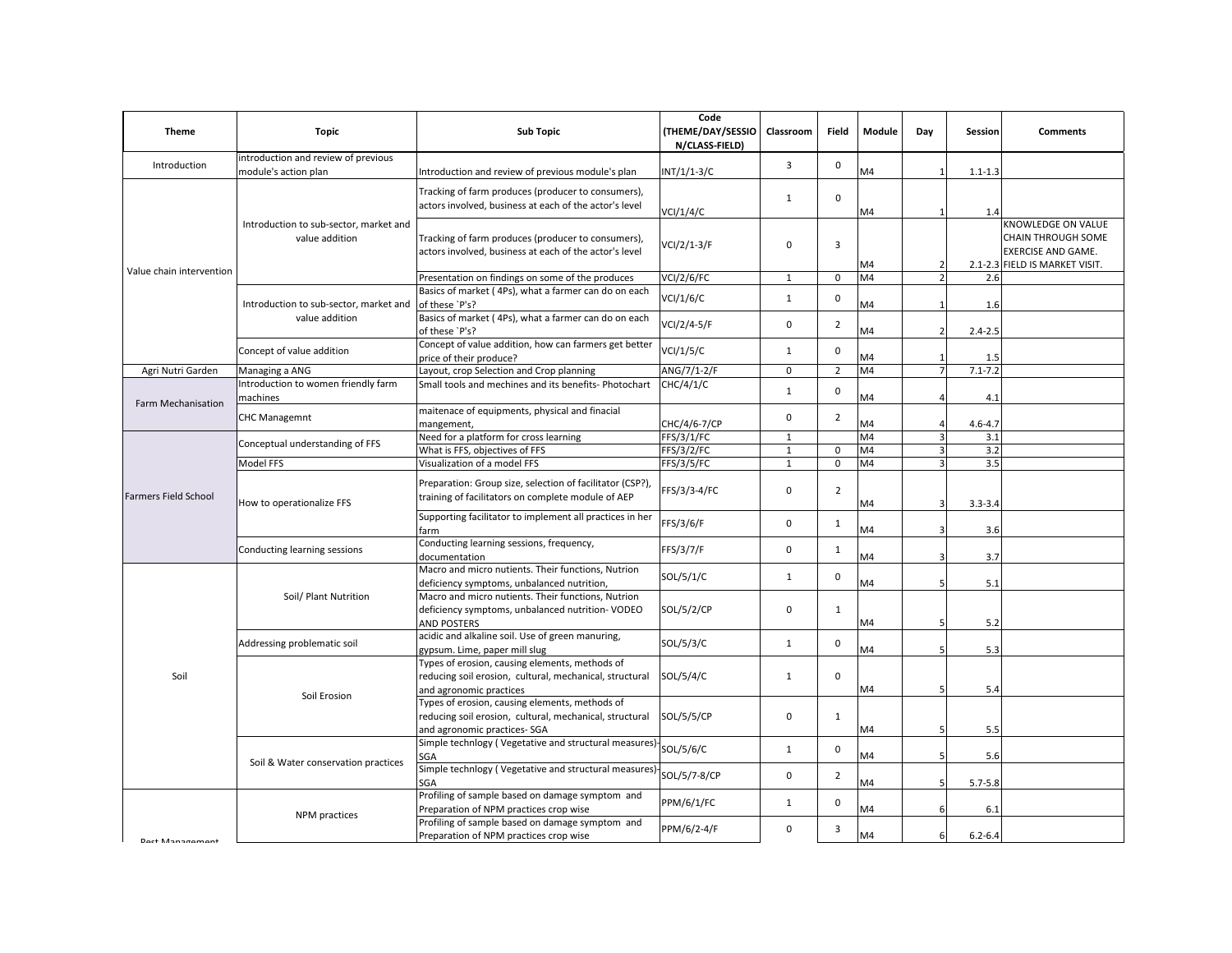| Theme | Topic | Sub Topic | Code (THEME/DAY/SESSION/CLASS-FIELD) | Classroom | Field | Module | Day | Session | Comments |
|---|---|---|---|---|---|---|---|---|---|
| Introduction | introduction and review of previous module's action plan | Introduction and review of previous module's plan | INT/1/1-3/C | 3 | 0 | M4 | 1 | 1.1-1.3 | |
| Value chain intervention | Introduction to sub-sector, market and value addition | Tracking of farm produces (producer to consumers), actors involved, business at each of the actor's level | VCI/1/4/C | 1 | 0 | M4 | 1 | 1.4 | |
| | | Tracking of farm produces (producer to consumers), actors involved, business at each of the actor's level | VCI/2/1-3/F | 0 | 3 | M4 | 2 | 2.1-2.3 | KNOWLEDGE ON VALUE CHAIN THROUGH SOME EXERCISE AND GAME. FIELD IS MARKET VISIT. |
| | | Presentation on findings on some of the produces | VCI/2/6/FC | 1 | 0 | M4 | 2 | 2.6 | |
| | Introduction to sub-sector, market and value addition | Basics of market ( 4Ps), what a farmer can do on each of these `P's? | VCI/1/6/C | 1 | 0 | M4 | 1 | 1.6 | |
| | | Basics of market ( 4Ps), what a farmer can do on each of these `P's? | VCI/2/4-5/F | 0 | 2 | M4 | 2 | 2.4-2.5 | |
| | Concept of value addition | Concept of value addition, how can farmers get better price of their produce? | VCI/1/5/C | 1 | 0 | M4 | 1 | 1.5 | |
| Agri Nutri Garden | Managing a ANG | Layout, crop Selection and Crop planning | ANG/7/1-2/F | 0 | 2 | M4 | 7 | 7.1-7.2 | |
| Farm Mechanisation | Introduction to women friendly farm machines | Small tools and mechines and its benefits- Photochart | CHC/4/1/C | 1 | 0 | M4 | 4 | 4.1 | |
| | CHC Managemnt | maitenace of equipments, physical and finacial mangement, | CHC/4/6-7/CP | 0 | 2 | M4 | 4 | 4.6-4.7 | |
| Farmers Field School | Conceptual understanding of FFS | Need for a platform for cross learning | FFS/3/1/FC | 1 | | M4 | 3 | 3.1 | |
| | | What is FFS, objectives of FFS | FFS/3/2/FC | 1 | 0 | M4 | 3 | 3.2 | |
| | Model FFS | Visualization of a model FFS | FFS/3/5/FC | 1 | 0 | M4 | 3 | 3.5 | |
| | How to operationalize FFS | Preparation: Group size, selection of facilitator (CSP?), training of facilitators on complete module of AEP | FFS/3/3-4/FC | 0 | 2 | M4 | 3 | 3.3-3.4 | |
| | | Supporting facilitator to implement all practices in her farm | FFS/3/6/F | 0 | 1 | M4 | 3 | 3.6 | |
| | Conducting learning sessions | Conducting learning sessions, frequency, documentation | FFS/3/7/F | 0 | 1 | M4 | 3 | 3.7 | |
| Soil | Soil/ Plant Nutrition | Macro and micro nutients. Their functions, Nutrion deficiency symptoms, unbalanced nutrition, | SOL/5/1/C | 1 | 0 | M4 | 5 | 5.1 | |
| | | Macro and micro nutients. Their functions, Nutrion deficiency symptoms, unbalanced nutrition- VODEO AND POSTERS | SOL/5/2/CP | 0 | 1 | M4 | 5 | 5.2 | |
| | Addressing problematic soil | acidic and alkaline soil. Use of green manuring, gypsum. Lime, paper mill slug | SOL/5/3/C | 1 | 0 | M4 | 5 | 5.3 | |
| | Soil Erosion | Types of erosion, causing elements, methods of reducing soil erosion, cultural, mechanical, structural and agronomic practices | SOL/5/4/C | 1 | 0 | M4 | 5 | 5.4 | |
| | | Types of erosion, causing elements, methods of reducing soil erosion, cultural, mechanical, structural and agronomic practices- SGA | SOL/5/5/CP | 0 | 1 | M4 | 5 | 5.5 | |
| | Soil & Water conservation practices | Simple technlogy ( Vegetative and structural measures)-SGA | SOL/5/6/C | 1 | 0 | M4 | 5 | 5.6 | |
| | | Simple technlogy ( Vegetative and structural measures)-SGA | SOL/5/7-8/CP | 0 | 2 | M4 | 5 | 5.7-5.8 | |
| Pest Management | NPM practices | Profiling of sample based on damage symptom and Preparation of NPM practices crop wise | PPM/6/1/FC | 1 | 0 | M4 | 6 | 6.1 | |
| | | Profiling of sample based on damage symptom and Preparation of NPM practices crop wise | PPM/6/2-4/F | 0 | 3 | M4 | 6 | 6.2-6.4 | |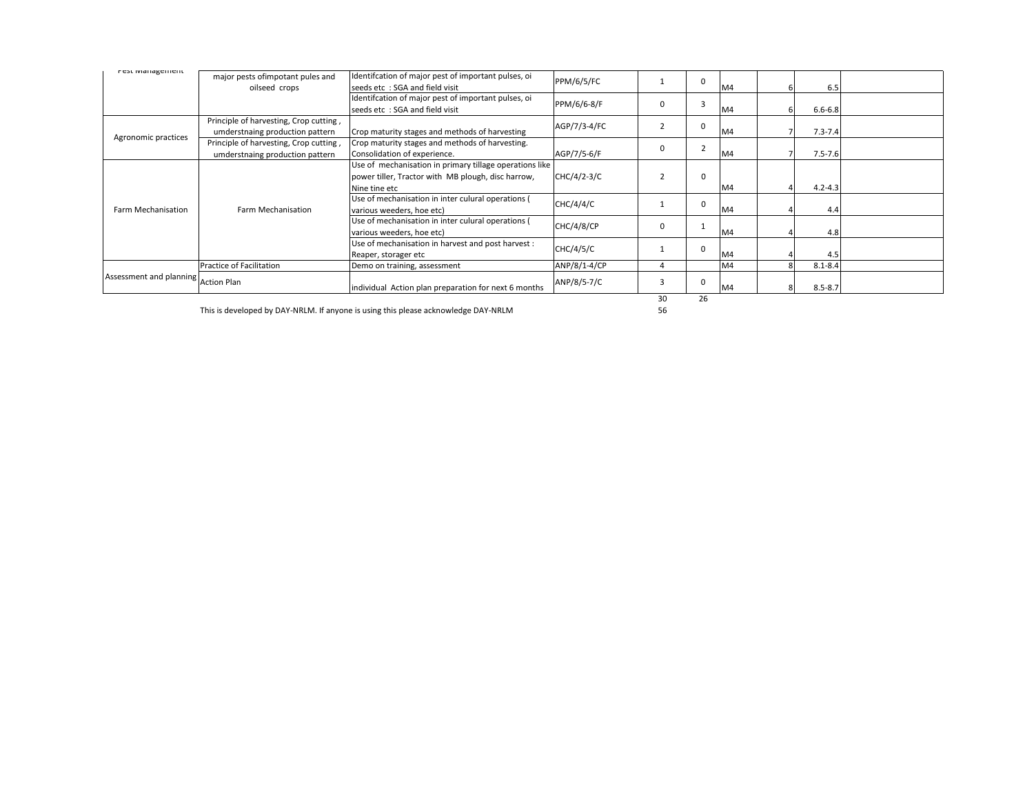| | | | | | | | | | |
|---|---|---|---|---|---|---|---|---|---|
| Pest Management | major pests ofimpotant pules and oilseed crops | Identifcation of major pest of important pulses, oi seeds etc : SGA and field visit | PPM/6/5/FC | 1 | 0 | M4 | 6 | 6.5 | |
| | | Identifcation of major pest of important pulses, oi seeds etc : SGA and field visit | PPM/6/6-8/F | 0 | 3 | M4 | 6 | 6.6-6.8 | |
| Agronomic practices | Principle of harvesting, Crop cutting , umderstnaing production pattern | Crop maturity stages and methods of harvesting | AGP/7/3-4/FC | 2 | 0 | M4 | 7 | 7.3-7.4 | |
| | Principle of harvesting, Crop cutting , umderstnaing production pattern | Crop maturity stages and methods of harvesting. Consolidation of experience. | AGP/7/5-6/F | 0 | 2 | M4 | 7 | 7.5-7.6 | |
| Farm Mechanisation | Farm Mechanisation | Use of mechanisation in primary tillage operations like power tiller, Tractor with MB plough, disc harrow, Nine tine etc | CHC/4/2-3/C | 2 | 0 | M4 | 4 | 4.2-4.3 | |
| | | Use of mechanisation in inter culural operations ( various weeders, hoe etc) | CHC/4/4/C | 1 | 0 | M4 | 4 | 4.4 | |
| | | Use of mechanisation in inter culural operations ( various weeders, hoe etc) | CHC/4/8/CP | 0 | 1 | M4 | 4 | 4.8 | |
| | | Use of mechanisation in harvest and post harvest : Reaper, storager etc | CHC/4/5/C | 1 | 0 | M4 | 4 | 4.5 | |
| Assessment and planning | Practice of Facilitation | Demo on training, assessment | ANP/8/1-4/CP | 4 | | M4 | 8 | 8.1-8.4 | |
| | Action Plan | individual Action plan preparation for next 6 months | ANP/8/5-7/C | 3 | 0 | M4 | 8 | 8.5-8.7 | |
| | | | | 30 | 26 | | | | |
| | | | | 56 | | | | | |

This is developed by DAY-NRLM. If anyone is using this please acknowledge DAY-NRLM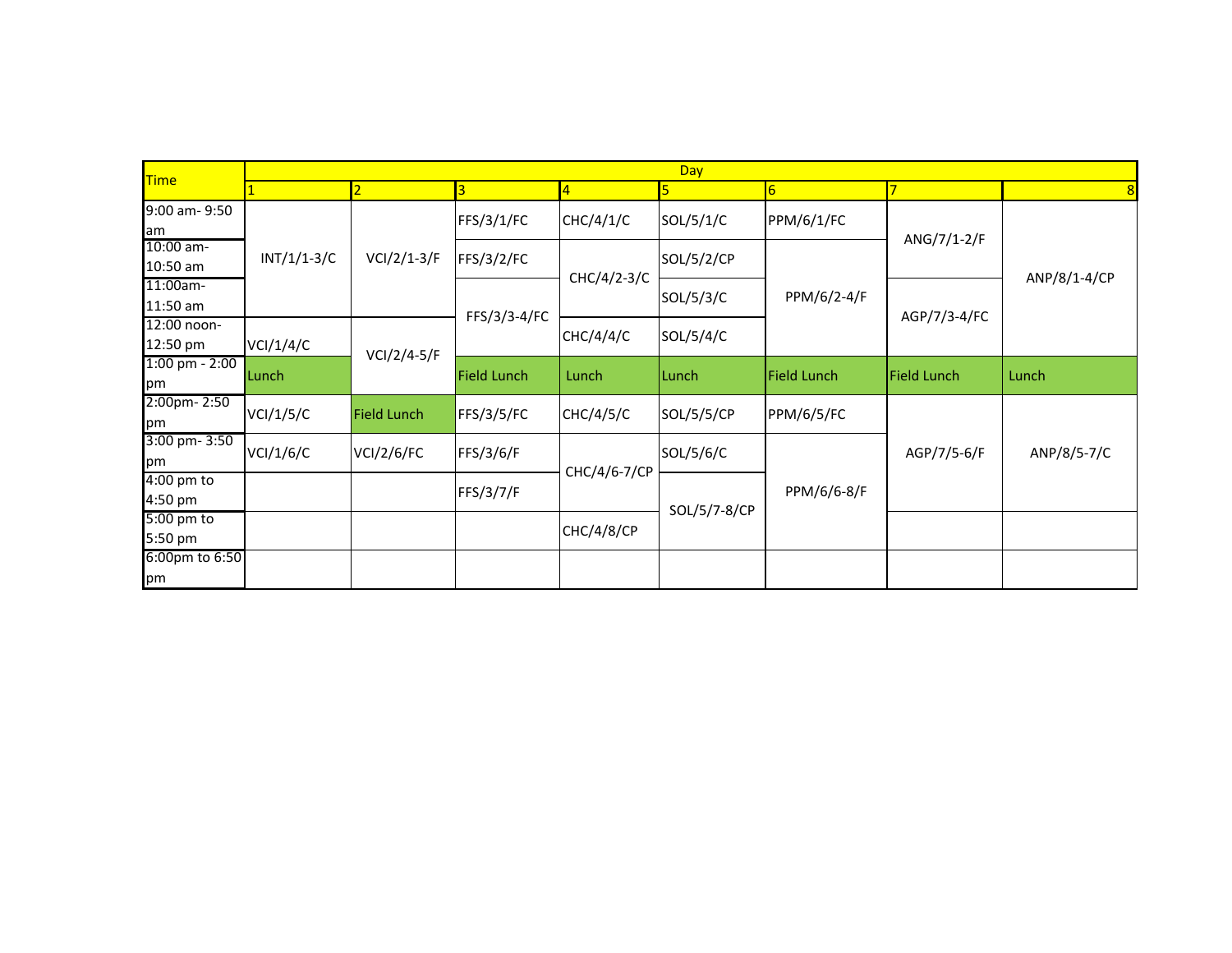| Time | Day | | | | | | | |
|---|---|---|---|---|---|---|---|---|
| | 1 | 2 | 3 | 4 | 5 | 6 | 7 | 8 |
| 9:00 am- 9:50 am | INT/1/1-3/C | VCI/2/1-3/F | FFS/3/1/FC | CHC/4/1/C | SOL/5/1/C | PPM/6/1/FC | ANG/7/1-2/F | ANP/8/1-4/CP |
| 10:00 am- 10:50 am | | | FFS/3/2/FC | CHC/4/2-3/C | SOL/5/2/CP | PPM/6/2-4/F | | |
| 11:00am- 11:50 am | | | FFS/3/3-4/FC | | SOL/5/3/C | | AGP/7/3-4/FC | |
| 12:00 noon- 12:50 pm | VCI/1/4/C | VCI/2/4-5/F | | CHC/4/4/C | SOL/5/4/C | | | |
| 1:00 pm - 2:00 pm | Lunch | | Field Lunch | Lunch | Lunch | Field Lunch | Field Lunch | Lunch |
| 2:00pm- 2:50 pm | VCI/1/5/C | Field Lunch | FFS/3/5/FC | CHC/4/5/C | SOL/5/5/CP | PPM/6/5/FC | AGP/7/5-6/F | ANP/8/5-7/C |
| 3:00 pm- 3:50 pm | VCI/1/6/C | VCI/2/6/FC | FFS/3/6/F | CHC/4/6-7/CP | SOL/5/6/C | PPM/6/6-8/F | | |
| 4:00 pm to 4:50 pm | | | FFS/3/7/F | | SOL/5/7-8/CP | | | |
| 5:00 pm to 5:50 pm | | | | CHC/4/8/CP | | | | |
| 6:00pm to 6:50 pm | | | | | | | | |